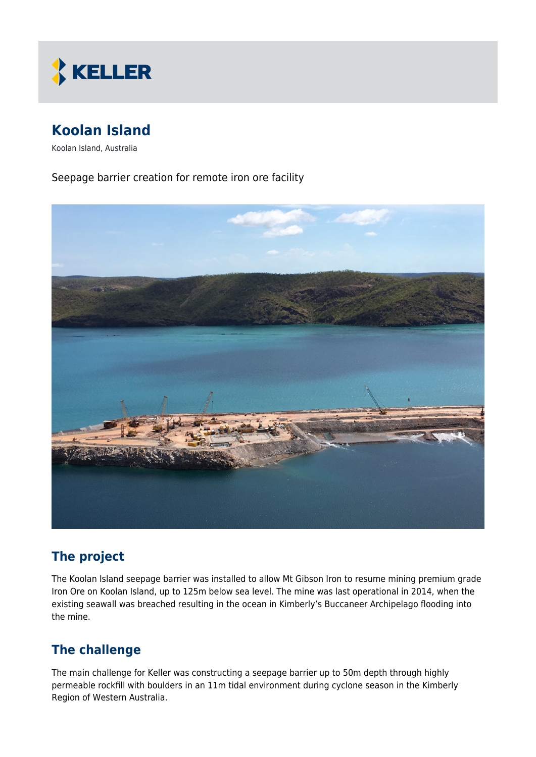KELLER

# Koolan Island

Koolan Island, Australia

Seepage barrier creation for remote iron ore facility

## The project

The Koolan Island seepage barrier was installed to allow Mt Gibson Iron to resume mining premium grade Iron Ore on Koolan Island, up to 125m below sea level. The mine was last operational in 2014, when the existing seawall was breached resulting in the ocean in Kimberly's Buccaneer Archipelago flooding into the mine.

## The challenge

The main challenge for Keller was constructing a seepage barrier up to 50m depth through highly permeable rockfill with boulders in an 11m tidal environment during cyclone season in the Kimberly Region of Western Australia.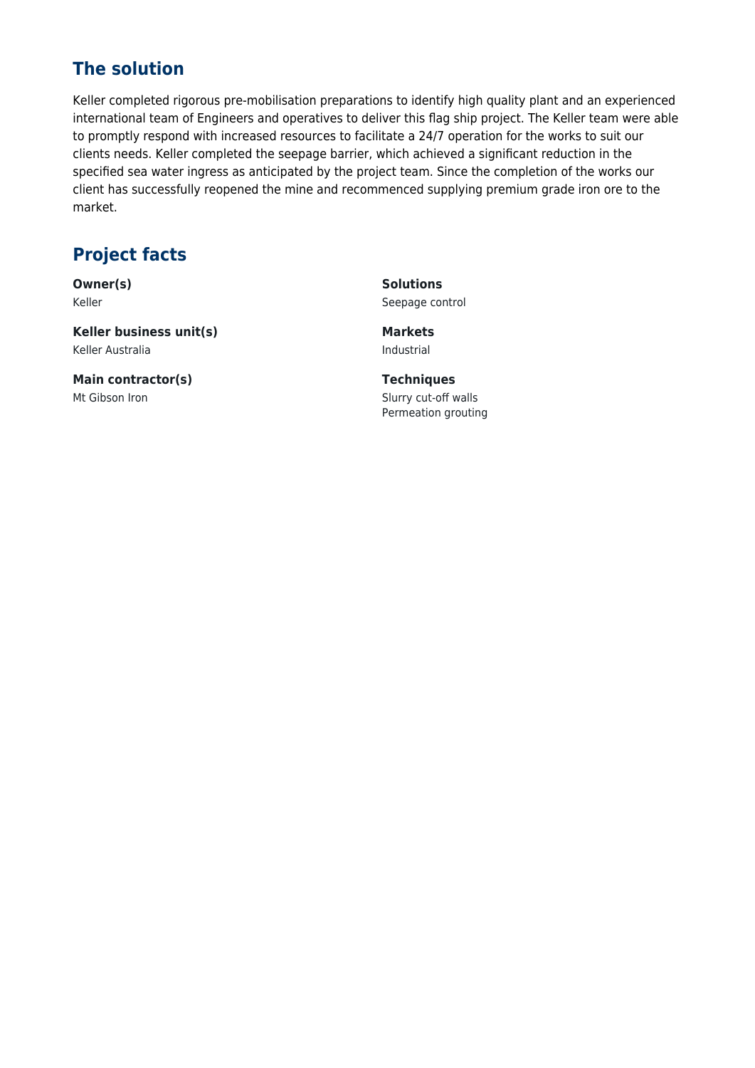## The solution

Keller completed rigorous pre-mobilisation preparations to identify high quality plant and an experienced international team of Engineers and operatives to deliver this flag ship project. The Keller team were able to promptly respond with increased resources to facilitate a 24/7 operation for the works to suit our clients needs. Keller completed the seepage barrier, which achieved a significant reduction in the specified sea water ingress as anticipated by the project team. Since the completion of the works our client has successfully reopened the mine and recommenced supplying premium grade iron ore to the market.

## Project facts

**Owner(s)**
Keller

**Keller business unit(s)**
Keller Australia

**Main contractor(s)**
Mt Gibson Iron

**Solutions**
Seepage control

**Markets**
Industrial

**Techniques**
Slurry cut-off walls
Permeation grouting